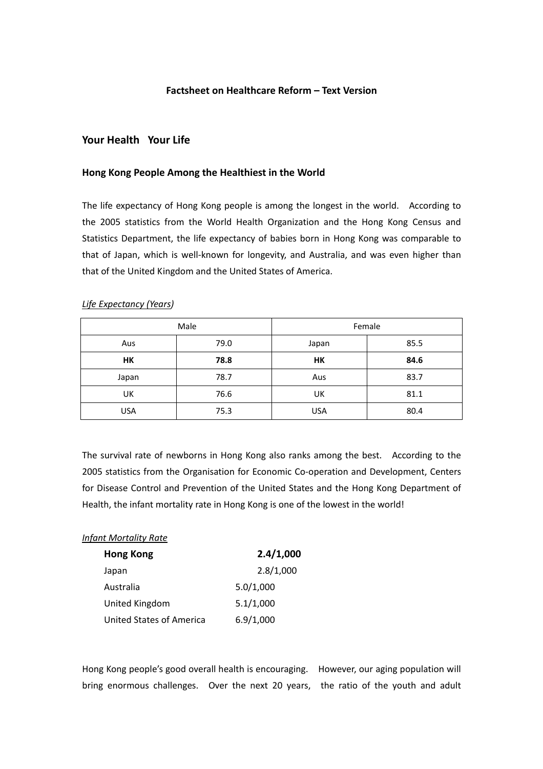**Factsheet on Healthcare Reform – Text Version**

## Your Health Your Life

### Hong Kong People Among the Healthiest in the World

The life expectancy of Hong Kong people is among the longest in the world. According to the 2005 statistics from the World Health Organization and the Hong Kong Census and Statistics Department, the life expectancy of babies born in Hong Kong was comparable to that of Japan, which is well-known for longevity, and Australia, and was even higher than that of the United Kingdom and the United States of America.

*Life Expectancy (Years)*

| Male | | Female | |
|---|---|---|---|
| Aus | 79.0 | Japan | 85.5 |
| **HK** | **78.8** | **HK** | **84.6** |
| Japan | 78.7 | Aus | 83.7 |
| UK | 76.6 | UK | 81.1 |
| USA | 75.3 | USA | 80.4 |

The survival rate of newborns in Hong Kong also ranks among the best. According to the 2005 statistics from the Organisation for Economic Co-operation and Development, Centers for Disease Control and Prevention of the United States and the Hong Kong Department of Health, the infant mortality rate in Hong Kong is one of the lowest in the world!

*Infant Mortality Rate*

| | |
|---|---|
| **Hong Kong** | **2.4/1,000** |
| Japan | 2.8/1,000 |
| Australia | 5.0/1,000 |
| United Kingdom | 5.1/1,000 |
| United States of America | 6.9/1,000 |

Hong Kong people's good overall health is encouraging. However, our aging population will bring enormous challenges. Over the next 20 years, the ratio of the youth and adult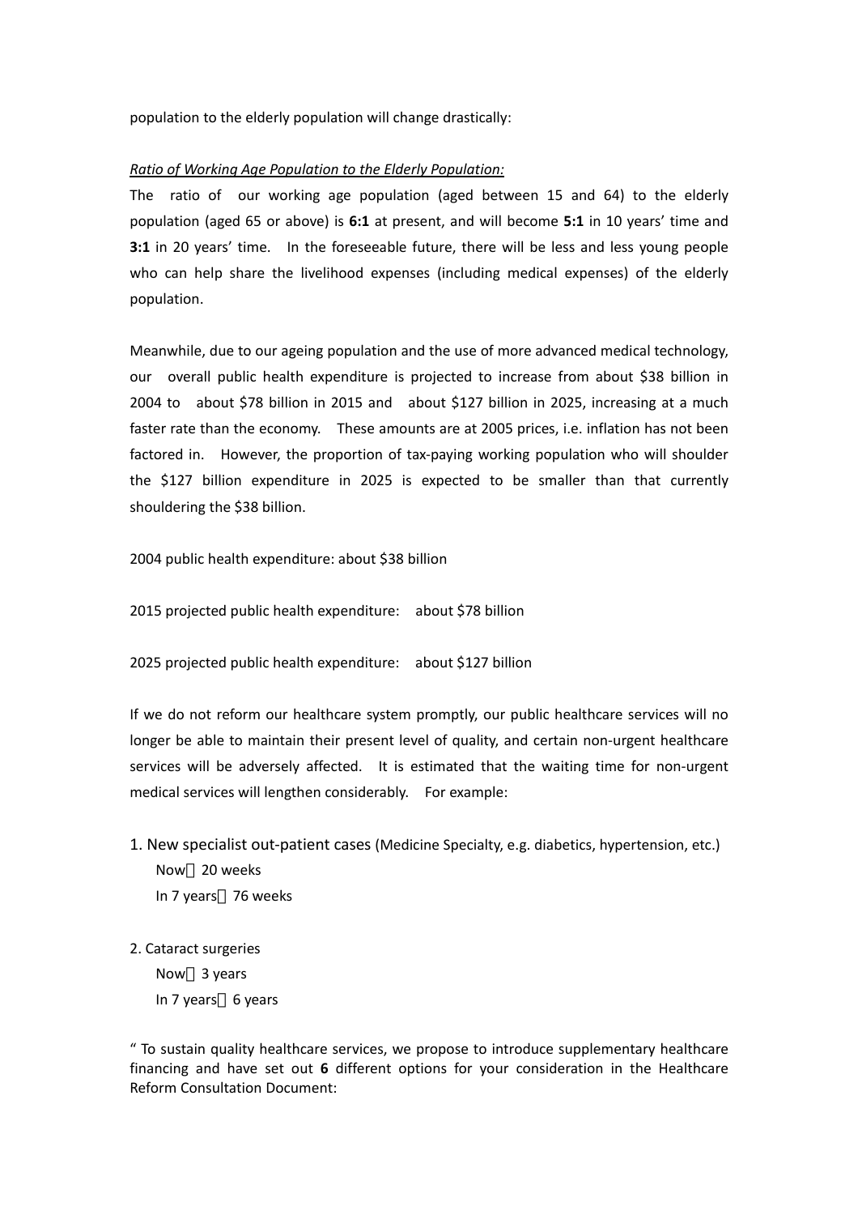population to the elderly population will change drastically:

*Ratio of Working Age Population to the Elderly Population:*

The ratio of our working age population (aged between 15 and 64) to the elderly population (aged 65 or above) is **6:1** at present, and will become **5:1** in 10 years' time and **3:1** in 20 years' time. In the foreseeable future, there will be less and less young people who can help share the livelihood expenses (including medical expenses) of the elderly population.

Meanwhile, due to our ageing population and the use of more advanced medical technology, our overall public health expenditure is projected to increase from about $38 billion in 2004 to about $78 billion in 2015 and about $127 billion in 2025, increasing at a much faster rate than the economy. These amounts are at 2005 prices, i.e. inflation has not been factored in. However, the proportion of tax-paying working population who will shoulder the $127 billion expenditure in 2025 is expected to be smaller than that currently shouldering the $38 billion.

2004 public health expenditure: about $38 billion

2015 projected public health expenditure: about $78 billion

2025 projected public health expenditure: about $127 billion

If we do not reform our healthcare system promptly, our public healthcare services will no longer be able to maintain their present level of quality, and certain non-urgent healthcare services will be adversely affected. It is estimated that the waiting time for non-urgent medical services will lengthen considerably. For example:

1. New specialist out-patient cases (Medicine Specialty, e.g. diabetics, hypertension, etc.)
   - Now：20 weeks
   - In 7 years：76 weeks

2. Cataract surgeries
   - Now：3 years
   - In 7 years：6 years

" To sustain quality healthcare services, we propose to introduce supplementary healthcare financing and have set out **6** different options for your consideration in the Healthcare Reform Consultation Document: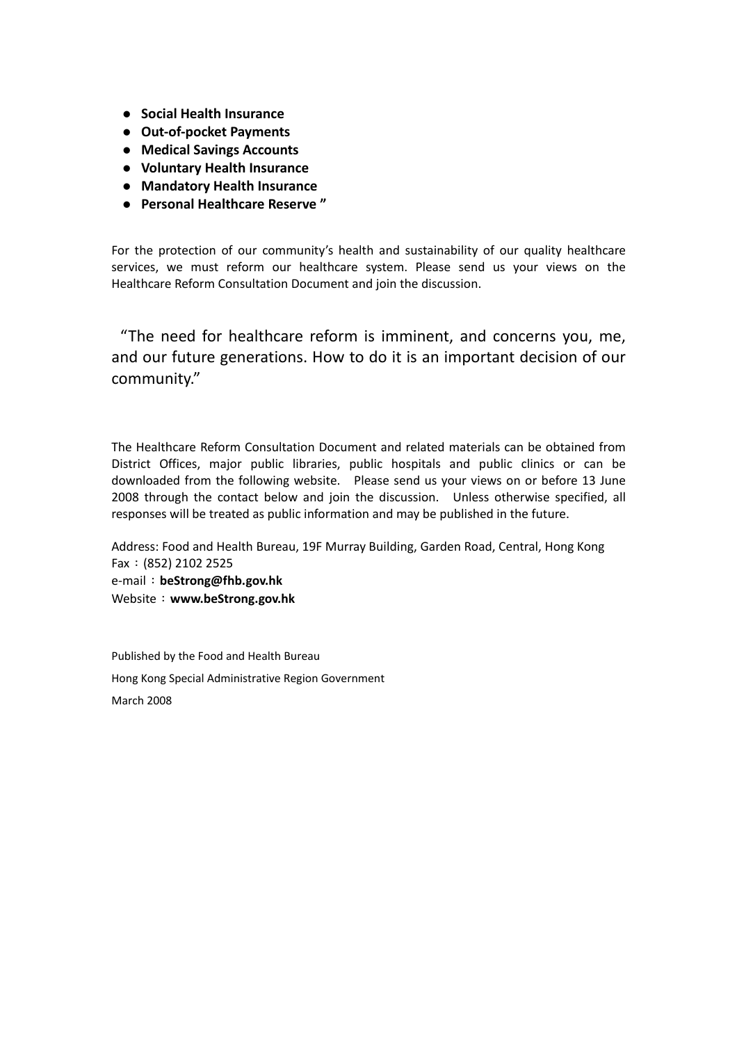- **Social Health Insurance**
- **Out-of-pocket Payments**
- **Medical Savings Accounts**
- **Voluntary Health Insurance**
- **Mandatory Health Insurance**
- **Personal Healthcare Reserve ”**

For the protection of our community’s health and sustainability of our quality healthcare services, we must reform our healthcare system. Please send us your views on the Healthcare Reform Consultation Document and join the discussion.

“The need for healthcare reform is imminent, and concerns you, me, and our future generations. How to do it is an important decision of our community.”

The Healthcare Reform Consultation Document and related materials can be obtained from District Offices, major public libraries, public hospitals and public clinics or can be downloaded from the following website. Please send us your views on or before 13 June 2008 through the contact below and join the discussion. Unless otherwise specified, all responses will be treated as public information and may be published in the future.

Address: Food and Health Bureau, 19F Murray Building, Garden Road, Central, Hong Kong
Fax：(852) 2102 2525
e-mail：**beStrong@fhb.gov.hk**
Website：**www.beStrong.gov.hk**

Published by the Food and Health Bureau
Hong Kong Special Administrative Region Government
March 2008